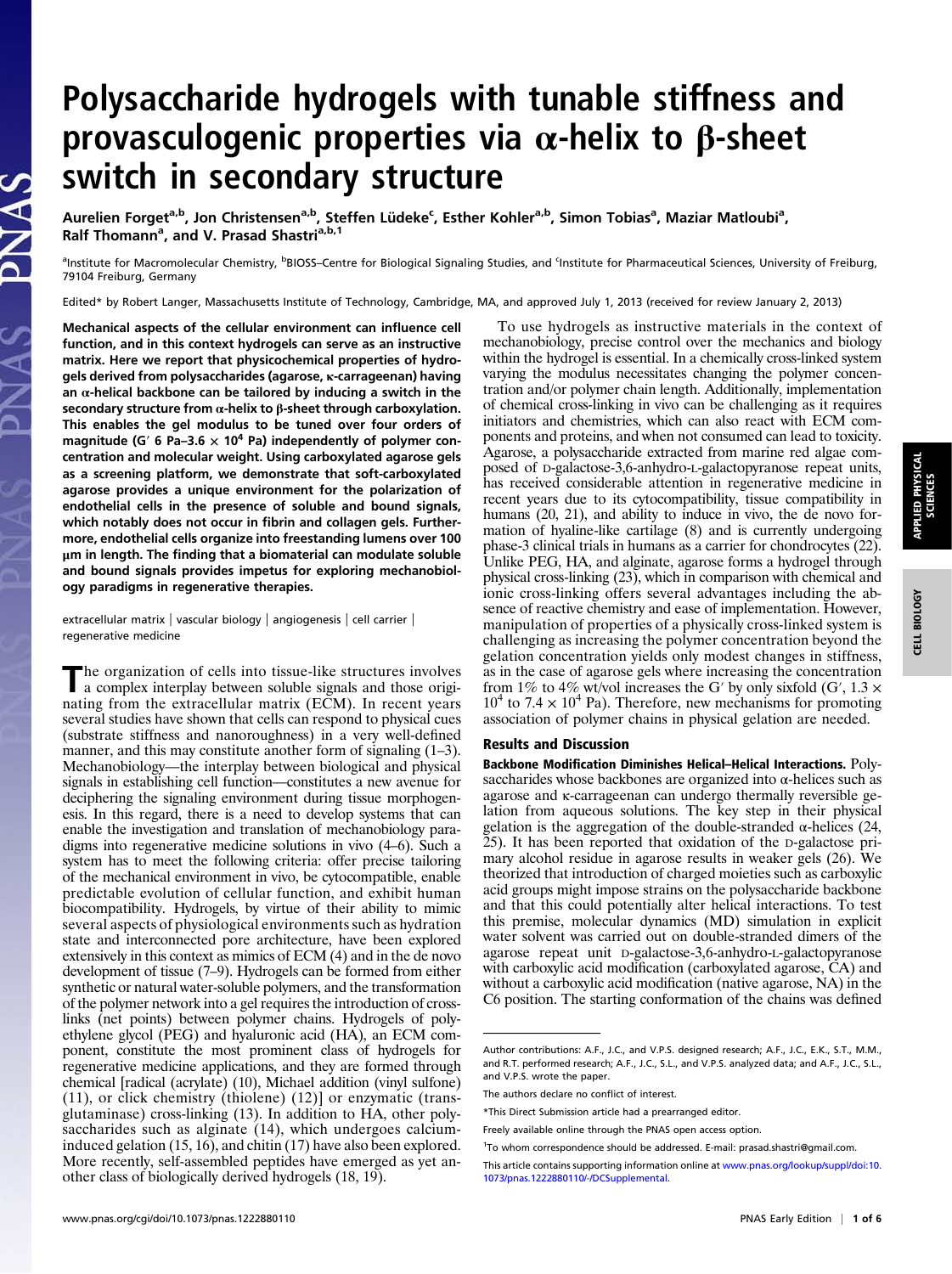# Polysaccharide hydrogels with tunable stiffness and provasculogenic properties via α-helix to β-sheet switch in secondary structure

Aurelien Forget[a,b], Jon Christensen[a,b], Steffen Lüdeke[c], Esther Kohler[a,b], Simon Tobias[a], Maziar Matloubi[a], Ralf Thomann[a], and V. Prasad Shastri[a,b,1]

[a]Institute for Macromolecular Chemistry, [b]BIOSS–Centre for Biological Signaling Studies, and [c]Institute for Pharmaceutical Sciences, University of Freiburg, 79104 Freiburg, Germany

Edited* by Robert Langer, Massachusetts Institute of Technology, Cambridge, MA, and approved July 1, 2013 (received for review January 2, 2013)

**Mechanical aspects of the cellular environment can influence cell function, and in this context hydrogels can serve as an instructive matrix. Here we report that physicochemical properties of hydrogels derived from polysaccharides (agarose, κ-carrageenan) having an α-helical backbone can be tailored by inducing a switch in the secondary structure from α-helix to β-sheet through carboxylation. This enables the gel modulus to be tuned over four orders of magnitude (G′ 6 Pa–3.6 × $10^4$ Pa) independently of polymer concentration and molecular weight. Using carboxylated agarose gels as a screening platform, we demonstrate that soft-carboxylated agarose provides a unique environment for the polarization of endothelial cells in the presence of soluble and bound signals, which notably does not occur in fibrin and collagen gels. Furthermore, endothelial cells organize into freestanding lumens over 100 µm in length. The finding that a biomaterial can modulate soluble and bound signals provides impetus for exploring mechanobiology paradigms in regenerative therapies.**

extracellular matrix | vascular biology | angiogenesis | cell carrier | regenerative medicine

The organization of cells into tissue-like structures involves a complex interplay between soluble signals and those originating from the extracellular matrix (ECM). In recent years several studies have shown that cells can respond to physical cues (substrate stiffness and nanoroughness) in a very well-defined manner, and this may constitute another form of signaling (1–3). Mechanobiology—the interplay between biological and physical signals in establishing cell function—constitutes a new avenue for deciphering the signaling environment during tissue morphogenesis. In this regard, there is a need to develop systems that can enable the investigation and translation of mechanobiology paradigms into regenerative medicine solutions in vivo (4–6). Such a system has to meet the following criteria: offer precise tailoring of the mechanical environment in vivo, be cytocompatible, enable predictable evolution of cellular function, and exhibit human biocompatibility. Hydrogels, by virtue of their ability to mimic several aspects of physiological environments such as hydration state and interconnected pore architecture, have been explored extensively in this context as mimics of ECM (4) and in the de novo development of tissue (7–9). Hydrogels can be formed from either synthetic or natural water-soluble polymers, and the transformation of the polymer network into a gel requires the introduction of cross-links (net points) between polymer chains. Hydrogels of polyethylene glycol (PEG) and hyaluronic acid (HA), an ECM component, constitute the most prominent class of hydrogels for regenerative medicine applications, and they are formed through chemical [radical (acrylate) (10), Michael addition (vinyl sulfone) (11), or click chemistry (thiolene) (12)] or enzymatic (transglutaminase) cross-linking (13). In addition to HA, other polysaccharides such as alginate (14), which undergoes calcium-induced gelation (15, 16), and chitin (17) have also been explored. More recently, self-assembled peptides have emerged as yet another class of biologically derived hydrogels (18, 19).

To use hydrogels as instructive materials in the context of mechanobiology, precise control over the mechanics and biology within the hydrogel is essential. In a chemically cross-linked system varying the modulus necessitates changing the polymer concentration and/or polymer chain length. Additionally, implementation of chemical cross-linking in vivo can be challenging as it requires initiators and chemistries, which can also react with ECM components and proteins, and when not consumed can lead to toxicity. Agarose, a polysaccharide extracted from marine red algae composed of D-galactose-3,6-anhydro-L-galactopyranose repeat units, has received considerable attention in regenerative medicine in recent years due to its cytocompatibility, tissue compatibility in humans (20, 21), and ability to induce in vivo, the de novo formation of hyaline-like cartilage (8) and is currently undergoing phase-3 clinical trials in humans as a carrier for chondrocytes (22). Unlike PEG, HA, and alginate, agarose forms a hydrogel through physical cross-linking (23), which in comparison with chemical and ionic cross-linking offers several advantages including the absence of reactive chemistry and ease of implementation. However, manipulation of properties of a physically cross-linked system is challenging as increasing the polymer concentration beyond the gelation concentration yields only modest changes in stiffness, as in the case of agarose gels where increasing the concentration from 1% to 4% wt/vol increases the G′ by only sixfold (G′, 1.3 × $10^4$ to 7.4 × $10^4$ Pa). Therefore, new mechanisms for promoting association of polymer chains in physical gelation are needed.

## Results and Discussion

**Backbone Modification Diminishes Helical–Helical Interactions.** Polysaccharides whose backbones are organized into α-helices such as agarose and κ-carrageenan can undergo thermally reversible gelation from aqueous solutions. The key step in their physical gelation is the aggregation of the double-stranded α-helices (24, 25). It has been reported that oxidation of the D-galactose primary alcohol residue in agarose results in weaker gels (26). We theorized that introduction of charged moieties such as carboxylic acid groups might impose strains on the polysaccharide backbone and that this could potentially alter helical interactions. To test this premise, molecular dynamics (MD) simulation in explicit water solvent was carried out on double-stranded dimers of the agarose repeat unit D-galactose-3,6-anhydro-L-galactopyranose with carboxylic acid modification (carboxylated agarose, CA) and without a carboxylic acid modification (native agarose, NA) in the C6 position. The starting conformation of the chains was defined

---

Author contributions: A.F., J.C., and V.P.S. designed research; A.F., J.C., E.K., S.T., M.M., and R.T. performed research; A.F., J.C., S.L., and V.P.S. analyzed data; and A.F., J.C., S.L., and V.P.S. wrote the paper.

The authors declare no conflict of interest.

*This Direct Submission article had a prearranged editor.

Freely available online through the PNAS open access option.

[1]To whom correspondence should be addressed. E-mail: prasad.shastri@gmail.com.

This article contains supporting information online at www.pnas.org/lookup/suppl/doi:10.1073/pnas.1222880110/-/DCSupplemental.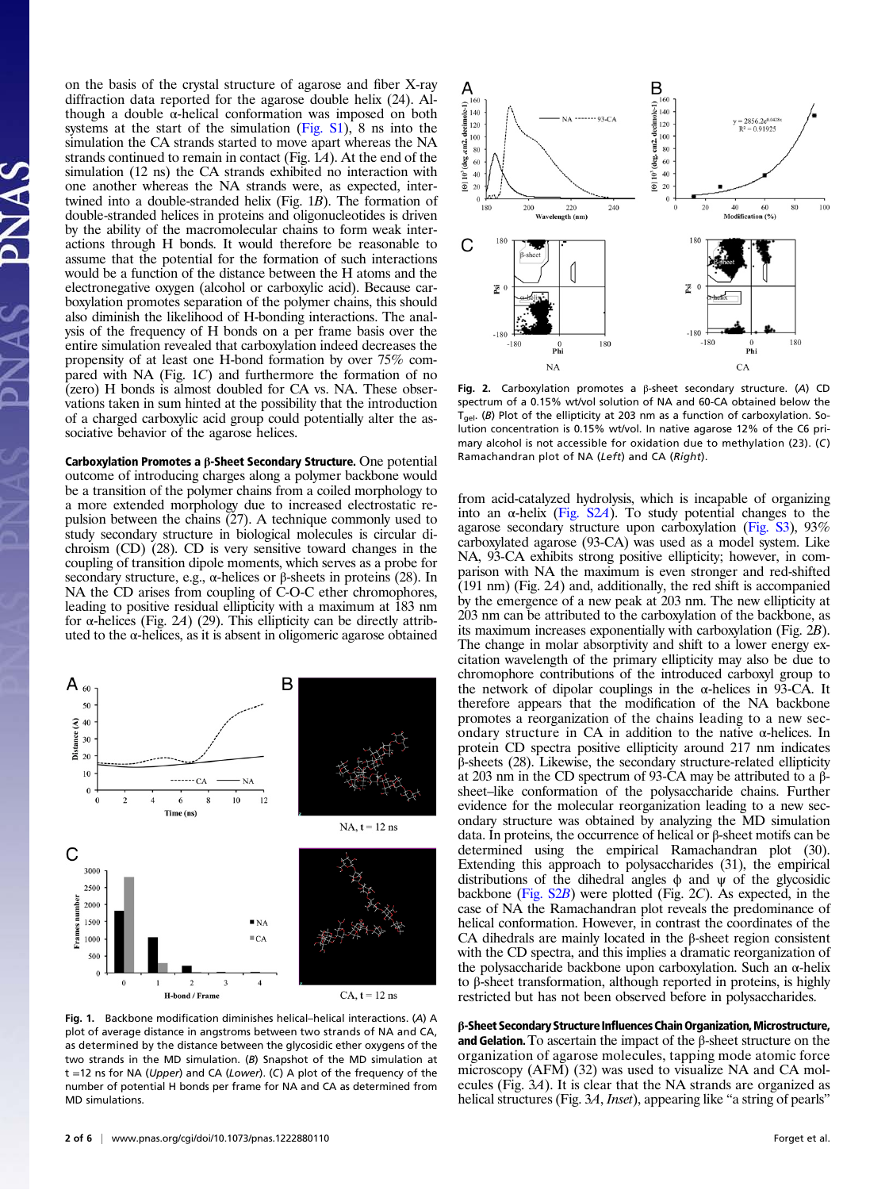on the basis of the crystal structure of agarose and fiber X-ray diffraction data reported for the agarose double helix (24). Although a double α-helical conformation was imposed on both systems at the start of the simulation (Fig. S1), 8 ns into the simulation the CA strands started to move apart whereas the NA strands continued to remain in contact (Fig. 1*A*). At the end of the simulation (12 ns) the CA strands exhibited no interaction with one another whereas the NA strands were, as expected, intertwined into a double-stranded helix (Fig. 1*B*). The formation of double-stranded helices in proteins and oligonucleotides is driven by the ability of the macromolecular chains to form weak interactions through H bonds. It would therefore be reasonable to assume that the potential for the formation of such interactions would be a function of the distance between the H atoms and the electronegative oxygen (alcohol or carboxylic acid). Because carboxylation promotes separation of the polymer chains, this should also diminish the likelihood of H-bonding interactions. The analysis of the frequency of H bonds on a per frame basis over the entire simulation revealed that carboxylation indeed decreases the propensity of at least one H-bond formation by over 75% compared with NA (Fig. 1*C*) and furthermore the formation of no (zero) H bonds is almost doubled for CA vs. NA. These observations taken in sum hinted at the possibility that the introduction of a charged carboxylic acid group could potentially alter the associative behavior of the agarose helices.

**Carboxylation Promotes a β-Sheet Secondary Structure.** One potential outcome of introducing charges along a polymer backbone would be a transition of the polymer chains from a coiled morphology to a more extended morphology due to increased electrostatic repulsion between the chains (27). A technique commonly used to study secondary structure in biological molecules is circular dichroism (CD) (28). CD is very sensitive toward changes in the coupling of transition dipole moments, which serves as a probe for secondary structure, e.g., α-helices or β-sheets in proteins (28). In NA the CD arises from coupling of C-O-C ether chromophores, leading to positive residual ellipticity with a maximum at 183 nm for α-helices (Fig. 2*A*) (29). This ellipticity can be directly attributed to the α-helices, as it is absent in oligomeric agarose obtained from acid-catalyzed hydrolysis, which is incapable of organizing into an α-helix (Fig. S2*A*). To study potential changes to the agarose secondary structure upon carboxylation (Fig. S3), 93% carboxylated agarose (93-CA) was used as a model system. Like NA, 93-CA exhibits strong positive ellipticity; however, in comparison with NA the maximum is even stronger and red-shifted (191 nm) (Fig. 2*A*) and, additionally, the red shift is accompanied by the emergence of a new peak at 203 nm. The new ellipticity at 203 nm can be attributed to the carboxylation of the backbone, as its maximum increases exponentially with carboxylation (Fig. 2*B*). The change in molar absorptivity and shift to a lower energy excitation wavelength of the primary ellipticity may also be due to chromophore contributions of the introduced carboxyl group to the network of dipolar couplings in the α-helices in 93-CA. It therefore appears that the modification of the NA backbone promotes a reorganization of the chains leading to a new secondary structure in CA in addition to the native α-helices. In protein CD spectra positive ellipticity around 217 nm indicates β-sheets (28). Likewise, the secondary structure-related ellipticity at 203 nm in the CD spectrum of 93-CA may be attributed to a β-sheet–like conformation of the polysaccharide chains. Further evidence for the molecular reorganization leading to a new secondary structure was obtained by analyzing the MD simulation data. In proteins, the occurrence of helical or β-sheet motifs can be determined using the empirical Ramachandran plot (30). Extending this approach to polysaccharides (31), the empirical distributions of the dihedral angles ϕ and ψ of the glycosidic backbone (Fig. S2*B*) were plotted (Fig. 2*C*). As expected, in the case of NA the Ramachandran plot reveals the predominance of helical conformation. However, in contrast the coordinates of the CA dihedrals are mainly located in the β-sheet region consistent with the CD spectra, and this implies a dramatic reorganization of the polysaccharide backbone upon carboxylation. Such an α-helix to β-sheet transformation, although reported in proteins, is highly restricted but has not been observed before in polysaccharides.

Fig. 1. Backbone modification diminishes helical–helical interactions. (*A*) A plot of average distance in angstroms between two strands of NA and CA, as determined by the distance between the glycosidic ether oxygens of the two strands in the MD simulation. (*B*) Snapshot of the MD simulation at t =12 ns for NA (*Upper*) and CA (*Lower*). (*C*) A plot of the frequency of the number of potential H bonds per frame for NA and CA as determined from MD simulations.

Fig. 2. Carboxylation promotes a β-sheet secondary structure. (*A*) CD spectrum of a 0.15% wt/vol solution of NA and 60-CA obtained below the $T_{gel}$. (*B*) Plot of the ellipticity at 203 nm as a function of carboxylation. Solution concentration is 0.15% wt/vol. In native agarose 12% of the C6 primary alcohol is not accessible for oxidation due to methylation (23). (*C*) Ramachandran plot of NA (*Left*) and CA (*Right*).

**β-Sheet Secondary Structure Influences Chain Organization, Microstructure, and Gelation.** To ascertain the impact of the β-sheet structure on the organization of agarose molecules, tapping mode atomic force microscopy (AFM) (32) was used to visualize NA and CA molecules (Fig. 3*A*). It is clear that the NA strands are organized as helical structures (Fig. 3*A*, *Inset*), appearing like "a string of pearls"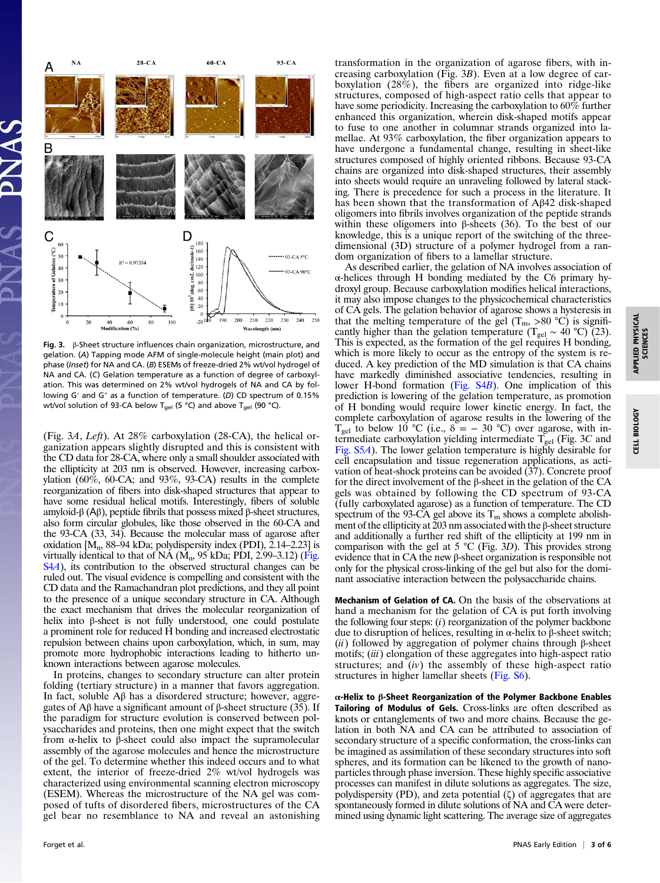**Fig. 3.** β-Sheet structure influences chain organization, microstructure, and gelation. (*A*) Tapping mode AFM of single-molecule height (main plot) and phase (*Inset*) for NA and CA. (*B*) ESEMs of freeze-dried 2% wt/vol hydrogel of NA and CA. (*C*) Gelation temperature as a function of degree of carboxylation. This was determined on 2% wt/vol hydrogels of NA and CA by following G′ and G″ as a function of temperature. (*D*) CD spectrum of 0.15% wt/vol solution of 93-CA below $T_{gel}$ (5 °C) and above $T_{gel}$ (90 °C).

(Fig. 3*A*, *Left*). At 28% carboxylation (28-CA), the helical organization appears slightly disrupted and this is consistent with the CD data for 28-CA, where only a small shoulder associated with the ellipticity at 203 nm is observed. However, increasing carboxylation (60%, 60-CA; and 93%, 93-CA) results in the complete reorganization of fibers into disk-shaped structures that appear to have some residual helical motifs. Interestingly, fibers of soluble amyloid-β (Aβ), peptide fibrils that possess mixed β-sheet structures, also form circular globules, like those observed in the 60-CA and the 93-CA (33, 34). Because the molecular mass of agarose after oxidation [$M_n$, 88–94 kDa; polydispersity index (PDI), 2.14–2.23] is virtually identical to that of NA ($M_n$, 95 kDa; PDI, 2.99–3.12) (Fig. S4*A*), its contribution to the observed structural changes can be ruled out. The visual evidence is compelling and consistent with the CD data and the Ramachandran plot predictions, and they all point to the presence of a unique secondary structure in CA. Although the exact mechanism that drives the molecular reorganization of helix into β-sheet is not fully understood, one could postulate a prominent role for reduced H bonding and increased electrostatic repulsion between chains upon carboxylation, which, in sum, may promote more hydrophobic interactions leading to hitherto unknown interactions between agarose molecules.

In proteins, changes to secondary structure can alter protein folding (tertiary structure) in a manner that favors aggregation. In fact, soluble Aβ has a disordered structure; however, aggregates of Aβ have a significant amount of β-sheet structure (35). If the paradigm for structure evolution is conserved between polysaccharides and proteins, then one might expect that the switch from α-helix to β-sheet could also impact the supramolecular assembly of the agarose molecules and hence the microstructure of the gel. To determine whether this indeed occurs and to what extent, the interior of freeze-dried 2% wt/vol hydrogels was characterized using environmental scanning electron microscopy (ESEM). Whereas the microstructure of the NA gel was composed of tufts of disordered fibers, microstructures of the CA gel bear no resemblance to NA and reveal an astonishing transformation in the organization of agarose fibers, with increasing carboxylation (Fig. 3*B*). Even at a low degree of carboxylation (28%), the fibers are organized into ridge-like structures, composed of high-aspect ratio cells that appear to have some periodicity. Increasing the carboxylation to 60% further enhanced this organization, wherein disk-shaped motifs appear to fuse to one another in columnar strands organized into lamellae. At 93% carboxylation, the fiber organization appears to have undergone a fundamental change, resulting in sheet-like structures composed of highly oriented ribbons. Because 93-CA chains are organized into disk-shaped structures, their assembly into sheets would require an unraveling followed by lateral stacking. There is precedence for such a process in the literature. It has been shown that the transformation of Aβ42 disk-shaped oligomers into fibrils involves organization of the peptide strands within these oligomers into β-sheets (36). To the best of our knowledge, this is a unique report of the switching of the three-dimensional (3D) structure of a polymer hydrogel from a random organization of fibers to a lamellar structure.

As described earlier, the gelation of NA involves association of α-helices through H bonding mediated by the C6 primary hydroxyl group. Because carboxylation modifies helical interactions, it may also impose changes to the physicochemical characteristics of CA gels. The gelation behavior of agarose shows a hysteresis in that the melting temperature of the gel ($T_m$, >80 °C) is significantly higher than the gelation temperature ($T_{gel}$ ~ 40 °C) (23). This is expected, as the formation of the gel requires H bonding, which is more likely to occur as the entropy of the system is reduced. A key prediction of the MD simulation is that CA chains have markedly diminished associative tendencies, resulting in lower H-bond formation (Fig. S4*B*). One implication of this prediction is lowering of the gelation temperature, as promotion of H bonding would require lower kinetic energy. In fact, the complete carboxylation of agarose results in the lowering of the $T_{gel}$ to below 10 °C (i.e., δ = − 30 °C) over agarose, with intermediate carboxylation yielding intermediate $T_{gel}$ (Fig. 3*C* and Fig. S5*A*). The lower gelation temperature is highly desirable for cell encapsulation and tissue regeneration applications, as activation of heat-shock proteins can be avoided (37). Concrete proof for the direct involvement of the β-sheet in the gelation of the CA gels was obtained by following the CD spectrum of 93-CA (fully carboxylated agarose) as a function of temperature. The CD spectrum of the 93-CA gel above its $T_m$ shows a complete abolishment of the ellipticity at 203 nm associated with the β-sheet structure and additionally a further red shift of the ellipticity at 199 nm in comparison with the gel at 5 °C (Fig. 3*D*). This provides strong evidence that in CA the new β-sheet organization is responsible not only for the physical cross-linking of the gel but also for the dominant associative interaction between the polysaccharide chains.

**Mechanism of Gelation of CA.** On the basis of the observations at hand a mechanism for the gelation of CA is put forth involving the following four steps: (*i*) reorganization of the polymer backbone due to disruption of helices, resulting in α-helix to β-sheet switch; (*ii*) followed by aggregation of polymer chains through β-sheet motifs; (*iii*) elongation of these aggregates into high-aspect ratio structures; and (*iv*) the assembly of these high-aspect ratio structures in higher lamellar sheets (Fig. S6).

**α-Helix to β-Sheet Reorganization of the Polymer Backbone Enables Tailoring of Modulus of Gels.** Cross-links are often described as knots or entanglements of two and more chains. Because the gelation in both NA and CA can be attributed to association of secondary structure of a specific conformation, the cross-links can be imagined as assimilation of these secondary structures into soft spheres, and its formation can be likened to the growth of nanoparticles through phase inversion. These highly specific associative processes can manifest in dilute solutions as aggregates. The size, polydispersity (PD), and zeta potential (ζ) of aggregates that are spontaneously formed in dilute solutions of NA and CA were determined using dynamic light scattering. The average size of aggregates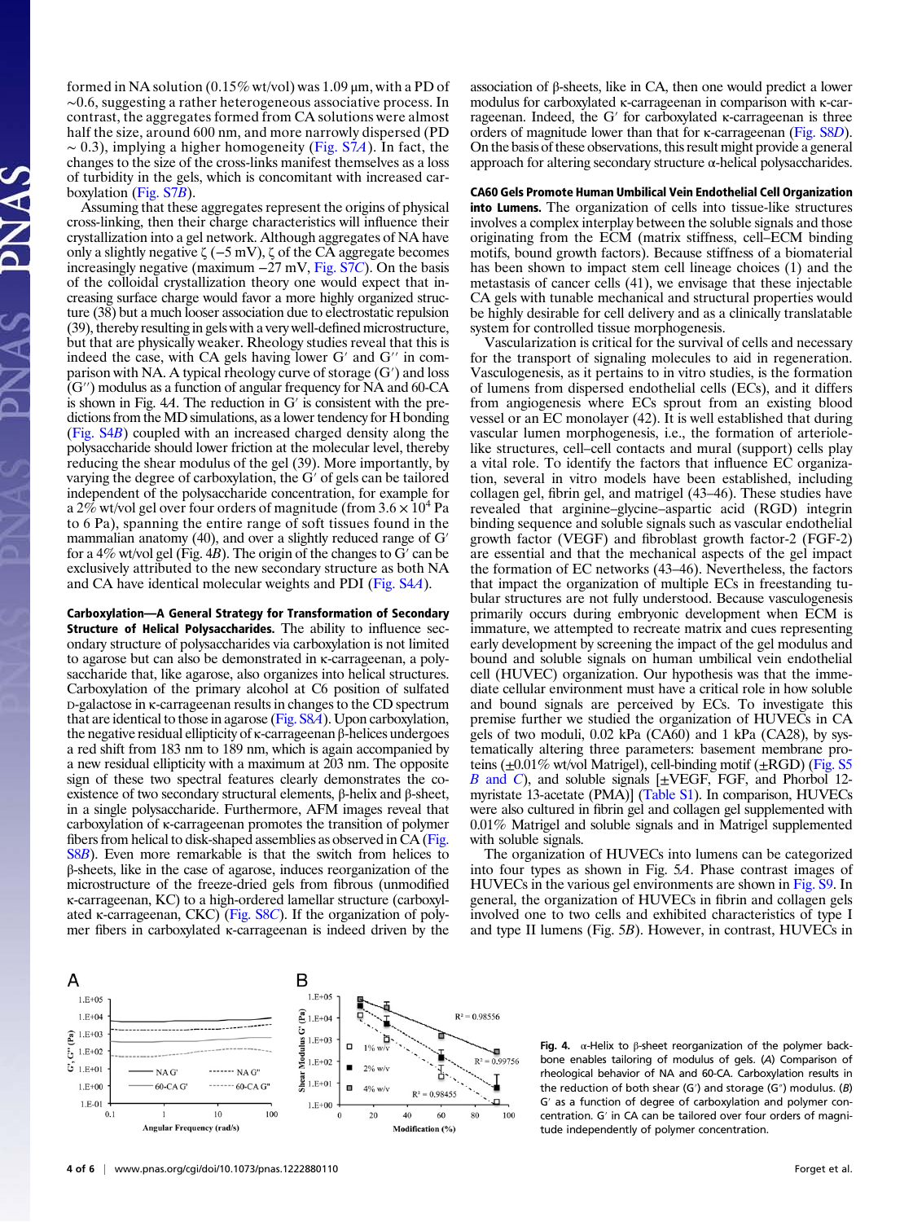formed in NA solution (0.15% wt/vol) was 1.09 μm, with a PD of ~0.6, suggesting a rather heterogeneous associative process. In contrast, the aggregates formed from CA solutions were almost half the size, around 600 nm, and more narrowly dispersed (PD ~ 0.3), implying a higher homogeneity (Fig. S7*A*). In fact, the changes to the size of the cross-links manifest themselves as a loss of turbidity in the gels, which is concomitant with increased carboxylation (Fig. S7*B*).

Assuming that these aggregates represent the origins of physical cross-linking, then their charge characteristics will influence their crystallization into a gel network. Although aggregates of NA have only a slightly negative ζ (−5 mV), ζ of the CA aggregate becomes increasingly negative (maximum −27 mV, Fig. S7*C*). On the basis of the colloidal crystallization theory one would expect that increasing surface charge would favor a more highly organized structure (38) but a much looser association due to electrostatic repulsion (39), thereby resulting in gels with a very well-defined microstructure, but that are physically weaker. Rheology studies reveal that this is indeed the case, with CA gels having lower G′ and G″ in comparison with NA. A typical rheology curve of storage (G′) and loss (G″) modulus as a function of angular frequency for NA and 60-CA is shown in Fig. 4*A*. The reduction in G′ is consistent with the predictions from the MD simulations, as a lower tendency for H bonding (Fig. S4*B*) coupled with an increased charged density along the polysaccharide should lower friction at the molecular level, thereby reducing the shear modulus of the gel (39). More importantly, by varying the degree of carboxylation, the G′ of gels can be tailored independent of the polysaccharide concentration, for example for a 2% wt/vol gel over four orders of magnitude (from $3.6 \times 10^4$ Pa to 6 Pa), spanning the entire range of soft tissues found in the mammalian anatomy (40), and over a slightly reduced range of G′ for a 4% wt/vol gel (Fig. 4*B*). The origin of the changes to G′ can be exclusively attributed to the new secondary structure as both NA and CA have identical molecular weights and PDI (Fig. S4*A*).

**Carboxylation—A General Strategy for Transformation of Secondary Structure of Helical Polysaccharides.** The ability to influence secondary structure of polysaccharides via carboxylation is not limited to agarose but can also be demonstrated in κ-carrageenan, a polysaccharide that, like agarose, also organizes into helical structures. Carboxylation of the primary alcohol at C6 position of sulfated D-galactose in κ-carrageenan results in changes to the CD spectrum that are identical to those in agarose (Fig. S8*A*). Upon carboxylation, the negative residual ellipticity of κ-carrageenan β-helices undergoes a red shift from 183 nm to 189 nm, which is again accompanied by a new residual ellipticity with a maximum at 203 nm. The opposite sign of these two spectral features clearly demonstrates the coexistence of two secondary structural elements, β-helix and β-sheet, in a single polysaccharide. Furthermore, AFM images reveal that carboxylation of κ-carrageenan promotes the transition of polymer fibers from helical to disk-shaped assemblies as observed in CA (Fig. S8*B*). Even more remarkable is that the switch from helices to β-sheets, like in the case of agarose, induces reorganization of the microstructure of the freeze-dried gels from fibrous (unmodified κ-carrageenan, KC) to a high-ordered lamellar structure (carboxylated κ-carrageenan, CKC) (Fig. S8*C*). If the organization of polymer fibers in carboxylated κ-carrageenan is indeed driven by the association of β-sheets, like in CA, then one would predict a lower modulus for carboxylated κ-carrageenan in comparison with κ-carrageenan. Indeed, the G′ for carboxylated κ-carrageenan is three orders of magnitude lower than that for κ-carrageenan (Fig. S8*D*). On the basis of these observations, this result might provide a general approach for altering secondary structure α-helical polysaccharides.

**CA60 Gels Promote Human Umbilical Vein Endothelial Cell Organization into Lumens.** The organization of cells into tissue-like structures involves a complex interplay between the soluble signals and those originating from the ECM (matrix stiffness, cell–ECM binding motifs, bound growth factors). Because stiffness of a biomaterial has been shown to impact stem cell lineage choices (1) and the metastasis of cancer cells (41), we envisage that these injectable CA gels with tunable mechanical and structural properties would be highly desirable for cell delivery and as a clinically translatable system for controlled tissue morphogenesis.

Vascularization is critical for the survival of cells and necessary for the transport of signaling molecules to aid in regeneration. Vasculogenesis, as it pertains to in vitro studies, is the formation of lumens from dispersed endothelial cells (ECs), and it differs from angiogenesis where ECs sprout from an existing blood vessel or an EC monolayer (42). It is well established that during vascular lumen morphogenesis, i.e., the formation of arteriole-like structures, cell–cell contacts and mural (support) cells play a vital role. To identify the factors that influence EC organization, several in vitro models have been established, including collagen gel, fibrin gel, and matrigel (43–46). These studies have revealed that arginine–glycine–aspartic acid (RGD) integrin binding sequence and soluble signals such as vascular endothelial growth factor (VEGF) and fibroblast growth factor-2 (FGF-2) are essential and that the mechanical aspects of the gel impact the formation of EC networks (43–46). Nevertheless, the factors that impact the organization of multiple ECs in freestanding tubular structures are not fully understood. Because vasculogenesis primarily occurs during embryonic development when ECM is immature, we attempted to recreate matrix and cues representing early development by screening the impact of the gel modulus and bound and soluble signals on human umbilical vein endothelial cell (HUVEC) organization. Our hypothesis was that the immediate cellular environment must have a critical role in how soluble and bound signals are perceived by ECs. To investigate this premise further we studied the organization of HUVECs in CA gels of two moduli, 0.02 kPa (CA60) and 1 kPa (CA28), by systematically altering three parameters: basement membrane proteins (±0.01% wt/vol Matrigel), cell-binding motif (±RGD) (Fig. S5 *B* and *C*), and soluble signals [±VEGF, FGF, and Phorbol 12-myristate 13-acetate (PMA)] (Table S1). In comparison, HUVECs were also cultured in fibrin gel and collagen gel supplemented with 0.01% Matrigel and soluble signals and in Matrigel supplemented with soluble signals.

The organization of HUVECs into lumens can be categorized into four types as shown in Fig. 5*A*. Phase contrast images of HUVECs in the various gel environments are shown in Fig. S9. In general, the organization of HUVECs in fibrin and collagen gels involved one to two cells and exhibited characteristics of type I and type II lumens (Fig. 5*B*). However, in contrast, HUVECs in

**Fig. 4.** α-Helix to β-sheet reorganization of the polymer backbone enables tailoring of modulus of gels. (*A*) Comparison of rheological behavior of NA and 60-CA. Carboxylation results in the reduction of both shear (G′) and storage (G″) modulus. (*B*) G′ as a function of degree of carboxylation and polymer concentration. G′ in CA can be tailored over four orders of magnitude independently of polymer concentration.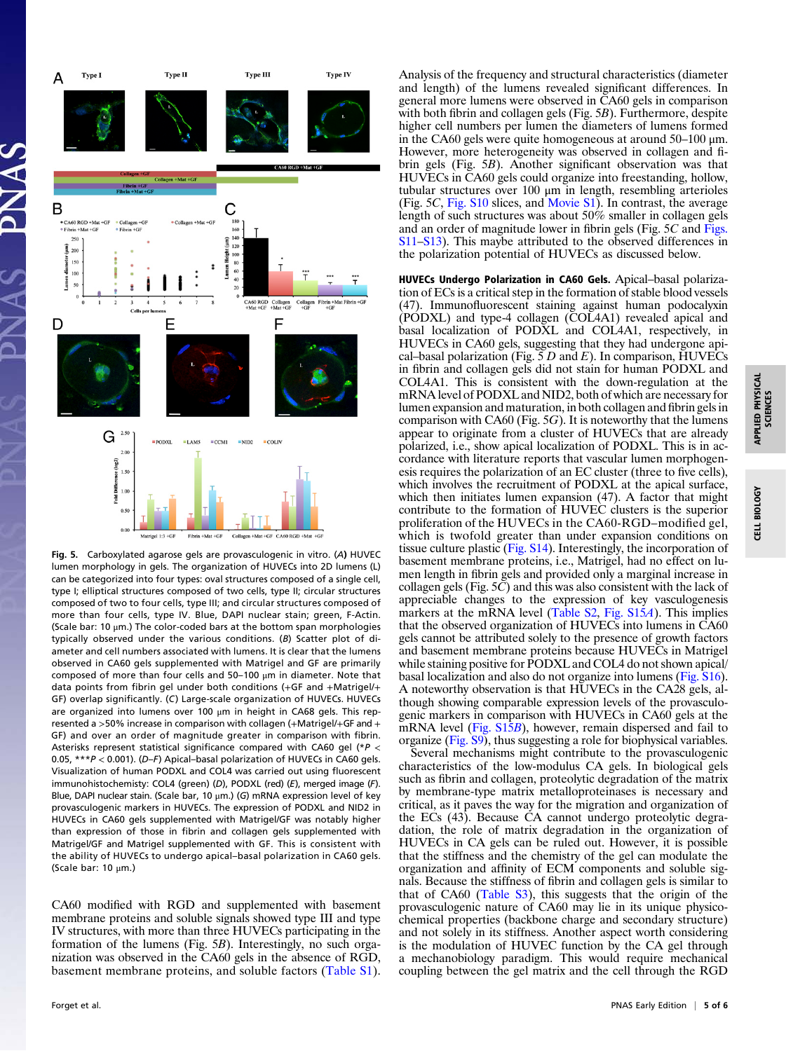Fig. 5. Carboxylated agarose gels are provasculogenic in vitro. (A) HUVEC lumen morphology in gels. The organization of HUVECs into 2D lumens (L) can be categorized into four types: oval structures composed of a single cell, type I; elliptical structures composed of two cells, type II; circular structures composed of two to four cells, type III; and circular structures composed of more than four cells, type IV. Blue, DAPI nuclear stain; green, F-Actin. (Scale bar: 10 μm.) The color-coded bars at the bottom span morphologies typically observed under the various conditions. (B) Scatter plot of diameter and cell numbers associated with lumens. It is clear that the lumens observed in CA60 gels supplemented with Matrigel and GF are primarily composed of more than four cells and 50–100 μm in diameter. Note that data points from fibrin gel under both conditions (+GF and +Matrigel/+GF) overlap significantly. (C) Large-scale organization of HUVECs. HUVECs are organized into lumens over 100 μm in height in CA68 gels. This represented a >50% increase in comparison with collagen (+Matrigel/+GF and +GF) and over an order of magnitude greater in comparison with fibrin. Asterisks represent statistical significance compared with CA60 gel (* $P < 0.05$, *** $P < 0.001$). (D–F) Apical–basal polarization of HUVECs in CA60 gels. Visualization of human PODXL and COL4 was carried out using fluorescent immunohistochemistry: COL4 (green) (D), PODXL (red) (E), merged image (F). Blue, DAPI nuclear stain. (Scale bar, 10 μm.) (G) mRNA expression level of key provasculogenic markers in HUVECs. The expression of PODXL and NID2 in HUVECs in CA60 gels supplemented with Matrigel/GF was notably higher than expression of those in fibrin and collagen gels supplemented with Matrigel/GF and Matrigel supplemented with GF. This is consistent with the ability of HUVECs to undergo apical–basal polarization in CA60 gels. (Scale bar: 10 μm.)

CA60 modified with RGD and supplemented with basement membrane proteins and soluble signals showed type III and type IV structures, with more than three HUVECs participating in the formation of the lumens (Fig. 5B). Interestingly, no such organization was observed in the CA60 gels in the absence of RGD, basement membrane proteins, and soluble factors (Table S1).

Analysis of the frequency and structural characteristics (diameter and length) of the lumens revealed significant differences. In general more lumens were observed in CA60 gels in comparison with both fibrin and collagen gels (Fig. 5B). Furthermore, despite higher cell numbers per lumen the diameters of lumens formed in the CA60 gels were quite homogeneous at around 50–100 μm. However, more heterogeneity was observed in collagen and fibrin gels (Fig. 5B). Another significant observation was that HUVECs in CA60 gels could organize into freestanding, hollow, tubular structures over 100 μm in length, resembling arterioles (Fig. 5C, Fig. S10 slices, and Movie S1). In contrast, the average length of such structures was about 50% smaller in collagen gels and an order of magnitude lower in fibrin gels (Fig. 5C and Figs. S11–S13). This maybe attributed to the observed differences in the polarization potential of HUVECs as discussed below.

**HUVECs Undergo Polarization in CA60 Gels.** Apical–basal polarization of ECs is a critical step in the formation of stable blood vessels (47). Immunofluorescent staining against human podocalyxin (PODXL) and type-4 collagen (COL4A1) revealed apical and basal localization of PODXL and COL4A1, respectively, in HUVECs in CA60 gels, suggesting that they had undergone apical–basal polarization (Fig. 5 D and E). In comparison, HUVECs in fibrin and collagen gels did not stain for human PODXL and COL4A1. This is consistent with the down-regulation at the mRNA level of PODXL and NID2, both of which are necessary for lumen expansion and maturation, in both collagen and fibrin gels in comparison with CA60 (Fig. 5G). It is noteworthy that the lumens appear to originate from a cluster of HUVECs that are already polarized, i.e., show apical localization of PODXL. This is in accordance with literature reports that vascular lumen morphogenesis requires the polarization of an EC cluster (three to five cells), which involves the recruitment of PODXL at the apical surface, which then initiates lumen expansion (47). A factor that might contribute to the formation of HUVEC clusters is the superior proliferation of the HUVECs in the CA60-RGD–modified gel, which is twofold greater than under expansion conditions on tissue culture plastic (Fig. S14). Interestingly, the incorporation of basement membrane proteins, i.e., Matrigel, had no effect on lumen length in fibrin gels and provided only a marginal increase in collagen gels (Fig. 5C) and this was also consistent with the lack of appreciable changes to the expression of key vasculogenesis markers at the mRNA level (Table S2, Fig. S15A). This implies that the observed organization of HUVECs into lumens in CA60 gels cannot be attributed solely to the presence of growth factors and basement membrane proteins because HUVECs in Matrigel while staining positive for PODXL and COL4 do not shown apical/basal localization and also do not organize into lumens (Fig. S16). A noteworthy observation is that HUVECs in the CA28 gels, although showing comparable expression levels of the provasculogenic markers in comparison with HUVECs in CA60 gels at the mRNA level (Fig. S15B), however, remain dispersed and fail to organize (Fig. S9), thus suggesting a role for biophysical variables.

Several mechanisms might contribute to the provasculogenic characteristics of the low-modulus CA gels. In biological gels such as fibrin and collagen, proteolytic degradation of the matrix by membrane-type matrix metalloproteinases is necessary and critical, as it paves the way for the migration and organization of the ECs (43). Because CA cannot undergo proteolytic degradation, the role of matrix degradation in the organization of HUVECs in CA gels can be ruled out. However, it is possible that the stiffness and the chemistry of the gel can modulate the organization and affinity of ECM components and soluble signals. Because the stiffness of fibrin and collagen gels is similar to that of CA60 (Table S3), this suggests that the origin of the provasculogenic nature of CA60 may lie in its unique physicochemical properties (backbone charge and secondary structure) and not solely in its stiffness. Another aspect worth considering is the modulation of HUVEC function by the CA gel through a mechanobiology paradigm. This would require mechanical coupling between the gel matrix and the cell through the RGD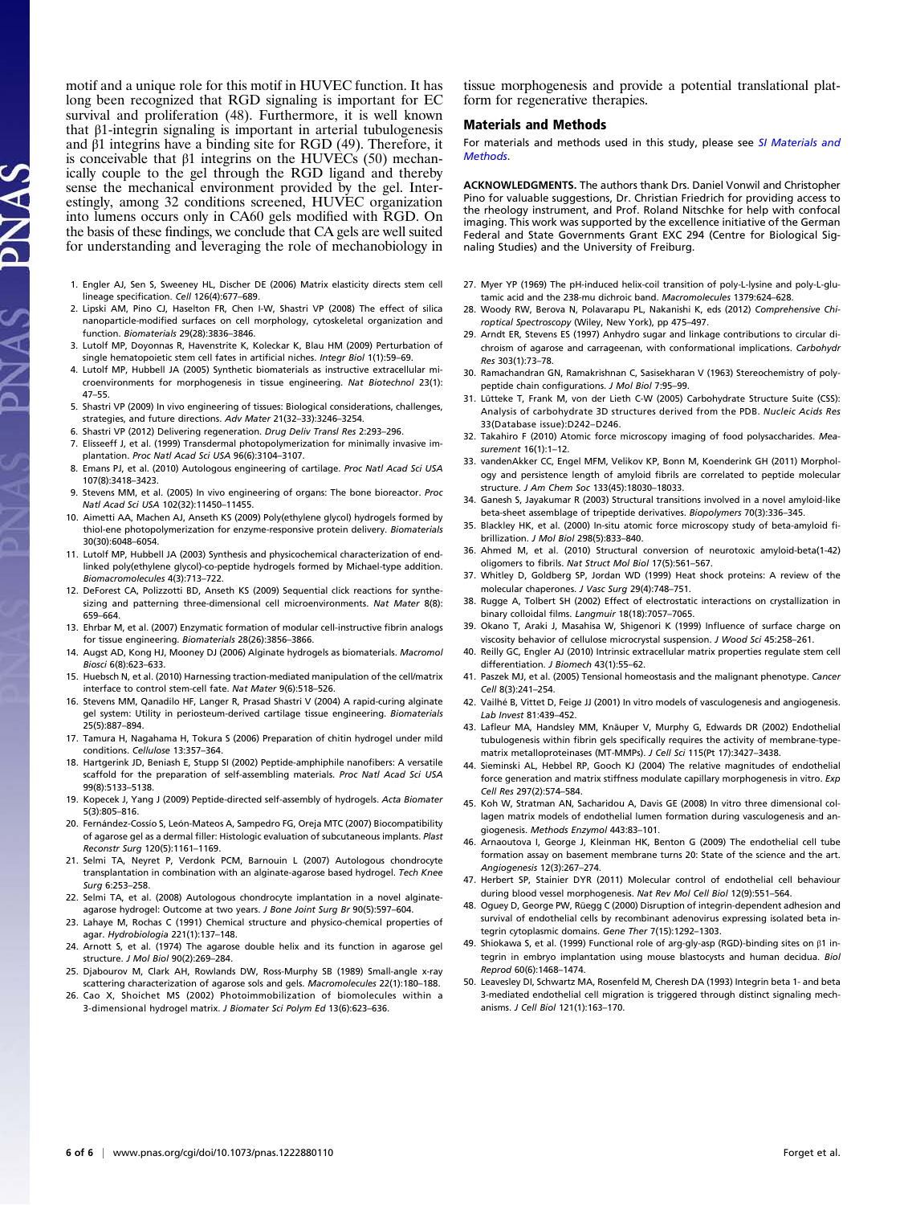motif and a unique role for this motif in HUVEC function. It has long been recognized that RGD signaling is important for EC survival and proliferation (48). Furthermore, it is well known that β1-integrin signaling is important in arterial tubulogenesis and β1 integrins have a binding site for RGD (49). Therefore, it is conceivable that β1 integrins on the HUVECs (50) mechanically couple to the gel through the RGD ligand and thereby sense the mechanical environment provided by the gel. Interestingly, among 32 conditions screened, HUVEC organization into lumens occurs only in CA60 gels modified with RGD. On the basis of these findings, we conclude that CA gels are well suited for understanding and leveraging the role of mechanobiology in tissue morphogenesis and provide a potential translational platform for regenerative therapies.

## Materials and Methods

For materials and methods used in this study, please see *SI Materials and Methods*.

**ACKNOWLEDGMENTS.** The authors thank Drs. Daniel Vonwil and Christopher Pino for valuable suggestions, Dr. Christian Friedrich for providing access to the rheology instrument, and Prof. Roland Nitschke for help with confocal imaging. This work was supported by the excellence initiative of the German Federal and State Governments Grant EXC 294 (Centre for Biological Signaling Studies) and the University of Freiburg.

1. Engler AJ, Sen S, Sweeney HL, Discher DE (2006) Matrix elasticity directs stem cell lineage specification. *Cell* 126(4):677–689.
2. Lipski AM, Pino CJ, Haselton FR, Chen I-W, Shastri VP (2008) The effect of silica nanoparticle-modified surfaces on cell morphology, cytoskeletal organization and function. *Biomaterials* 29(28):3836–3846.
3. Lutolf MP, Doyonnas R, Havenstrite K, Koleckar K, Blau HM (2009) Perturbation of single hematopoietic stem cell fates in artificial niches. *Integr Biol* 1(1):59–69.
4. Lutolf MP, Hubbell JA (2005) Synthetic biomaterials as instructive extracellular microenvironments for morphogenesis in tissue engineering. *Nat Biotechnol* 23(1):47–55.
5. Shastri VP (2009) In vivo engineering of tissues: Biological considerations, challenges, strategies, and future directions. *Adv Mater* 21(32–33):3246–3254.
6. Shastri VP (2012) Delivering regeneration. *Drug Deliv Transl Res* 2:293–296.
7. Elisseeff J, et al. (1999) Transdermal photopolymerization for minimally invasive implantation. *Proc Natl Acad Sci USA* 96(6):3104–3107.
8. Emans PJ, et al. (2010) Autologous engineering of cartilage. *Proc Natl Acad Sci USA* 107(8):3418–3423.
9. Stevens MM, et al. (2005) In vivo engineering of organs: The bone bioreactor. *Proc Natl Acad Sci USA* 102(32):11450–11455.
10. Aimetti AA, Machen AJ, Anseth KS (2009) Poly(ethylene glycol) hydrogels formed by thiol-ene photopolymerization for enzyme-responsive protein delivery. *Biomaterials* 30(30):6048–6054.
11. Lutolf MP, Hubbell JA (2003) Synthesis and physicochemical characterization of end-linked poly(ethylene glycol)-co-peptide hydrogels formed by Michael-type addition. *Biomacromolecules* 4(3):713–722.
12. DeForest CA, Polizzotti BD, Anseth KS (2009) Sequential click reactions for synthesizing and patterning three-dimensional cell microenvironments. *Nat Mater* 8(8):659–664.
13. Ehrbar M, et al. (2007) Enzymatic formation of modular cell-instructive fibrin analogs for tissue engineering. *Biomaterials* 28(26):3856–3866.
14. Augst AD, Kong HJ, Mooney DJ (2006) Alginate hydrogels as biomaterials. *Macromol Biosci* 6(8):623–633.
15. Huebsch N, et al. (2010) Harnessing traction-mediated manipulation of the cell/matrix interface to control stem-cell fate. *Nat Mater* 9(6):518–526.
16. Stevens MM, Qanadilo HF, Langer R, Prasad Shastri V (2004) A rapid-curing alginate gel system: Utility in periosteum-derived cartilage tissue engineering. *Biomaterials* 25(5):887–894.
17. Tamura H, Nagahama H, Tokura S (2006) Preparation of chitin hydrogel under mild conditions. *Cellulose* 13:357–364.
18. Hartgerink JD, Beniash E, Stupp SI (2002) Peptide-amphiphile nanofibers: A versatile scaffold for the preparation of self-assembling materials. *Proc Natl Acad Sci USA* 99(8):5133–5138.
19. Kopecek J, Yang J (2009) Peptide-directed self-assembly of hydrogels. *Acta Biomater* 5(3):805–816.
20. Fernández-Cossío S, León-Mateos A, Sampedro FG, Oreja MTC (2007) Biocompatibility of agarose gel as a dermal filler: Histologic evaluation of subcutaneous implants. *Plast Reconstr Surg* 120(5):1161–1169.
21. Selmi TA, Neyret P, Verdonk PCM, Barnouin L (2007) Autologous chondrocyte transplantation in combination with an alginate-agarose based hydrogel. *Tech Knee Surg* 6:253–258.
22. Selmi TA, et al. (2008) Autologous chondrocyte implantation in a novel alginate-agarose hydrogel: Outcome at two years. *J Bone Joint Surg Br* 90(5):597–604.
23. Lahaye M, Rochas C (1991) Chemical structure and physico-chemical properties of agar. *Hydrobiologia* 221(1):137–148.
24. Arnott S, et al. (1974) The agarose double helix and its function in agarose gel structure. *J Mol Biol* 90(2):269–284.
25. Djabourov M, Clark AH, Rowlands DW, Ross-Murphy SB (1989) Small-angle x-ray scattering characterization of agarose sols and gels. *Macromolecules* 22(1):180–188.
26. Cao X, Shoichet MS (2002) Photoimmobilization of biomolecules within a 3-dimensional hydrogel matrix. *J Biomater Sci Polym Ed* 13(6):623–636.
27. Myer YP (1969) The pH-induced helix-coil transition of poly-L-lysine and poly-L-glutamic acid and the 238-mu dichroic band. *Macromolecules* 1379:624–628.
28. Woody RW, Berova N, Polavarapu PL, Nakanishi K, eds (2012) *Comprehensive Chiroptical Spectroscopy* (Wiley, New York), pp 475–497.
29. Arndt ER, Stevens ES (1997) Anhydro sugar and linkage contributions to circular dichroism of agarose and carrageenan, with conformational implications. *Carbohydr Res* 303(1):73–78.
30. Ramachandran GN, Ramakrishnan C, Sasisekharan V (1963) Stereochemistry of polypeptide chain configurations. *J Mol Biol* 7:95–99.
31. Lütteke T, Frank M, von der Lieth C-W (2005) Carbohydrate Structure Suite (CSS): Analysis of carbohydrate 3D structures derived from the PDB. *Nucleic Acids Res* 33(Database issue):D242–D246.
32. Takahiro F (2010) Atomic force microscopy imaging of food polysaccharides. *Measurement* 16(1):1–12.
33. vandenAkker CC, Engel MFM, Velikov KP, Bonn M, Koenderink GH (2011) Morphology and persistence length of amyloid fibrils are correlated to peptide molecular structure. *J Am Chem Soc* 133(45):18030–18033.
34. Ganesh S, Jayakumar R (2003) Structural transitions involved in a novel amyloid-like beta-sheet assemblage of tripeptide derivatives. *Biopolymers* 70(3):336–345.
35. Blackley HK, et al. (2000) In-situ atomic force microscopy study of beta-amyloid fibrillization. *J Mol Biol* 298(5):833–840.
36. Ahmed M, et al. (2010) Structural conversion of neurotoxic amyloid-beta(1-42) oligomers to fibrils. *Nat Struct Mol Biol* 17(5):561–567.
37. Whitley D, Goldberg SP, Jordan WD (1999) Heat shock proteins: A review of the molecular chaperones. *J Vasc Surg* 29(4):748–751.
38. Rugge A, Tolbert SH (2002) Effect of electrostatic interactions on crystallization in binary colloidal films. *Langmuir* 18(18):7057–7065.
39. Okano T, Araki J, Masahisa W, Shigenori K (1999) Influence of surface charge on viscosity behavior of cellulose microcrystal suspension. *J Wood Sci* 45:258–261.
40. Reilly GC, Engler AJ (2010) Intrinsic extracellular matrix properties regulate stem cell differentiation. *J Biomech* 43(1):55–62.
41. Paszek MJ, et al. (2005) Tensional homeostasis and the malignant phenotype. *Cancer Cell* 8(3):241–254.
42. Vailhé B, Vittet D, Feige JJ (2001) In vitro models of vasculogenesis and angiogenesis. *Lab Invest* 81:439–452.
43. Lafleur MA, Handsley MM, Knäuper V, Murphy G, Edwards DR (2002) Endothelial tubulogenesis within fibrin gels specifically requires the activity of membrane-type-matrix metalloproteinases (MT-MMPs). *J Cell Sci* 115(Pt 17):3427–3438.
44. Sieminski AL, Hebbel RP, Gooch KJ (2004) The relative magnitudes of endothelial force generation and matrix stiffness modulate capillary morphogenesis in vitro. *Exp Cell Res* 297(2):574–584.
45. Koh W, Stratman AN, Sacharidou A, Davis GE (2008) In vitro three dimensional collagen matrix models of endothelial lumen formation during vasculogenesis and angiogenesis. *Methods Enzymol* 443:83–101.
46. Arnaoutova I, George J, Kleinman HK, Benton G (2009) The endothelial cell tube formation assay on basement membrane turns 20: State of the science and the art. *Angiogenesis* 12(3):267–274.
47. Herbert SP, Stainier DYR (2011) Molecular control of endothelial cell behaviour during blood vessel morphogenesis. *Nat Rev Mol Cell Biol* 12(9):551–564.
48. Oguey D, George PW, Rüegg C (2000) Disruption of integrin-dependent adhesion and survival of endothelial cells by recombinant adenovirus expressing isolated beta integrin cytoplasmic domains. *Gene Ther* 7(15):1292–1303.
49. Shiokawa S, et al. (1999) Functional role of arg-gly-asp (RGD)-binding sites on β1 integrin in embryo implantation using mouse blastocysts and human decidua. *Biol Reprod* 60(6):1468–1474.
50. Leavesley DI, Schwartz MA, Rosenfeld M, Cheresh DA (1993) Integrin beta 1- and beta 3-mediated endothelial cell migration is triggered through distinct signaling mechanisms. *J Cell Biol* 121(1):163–170.